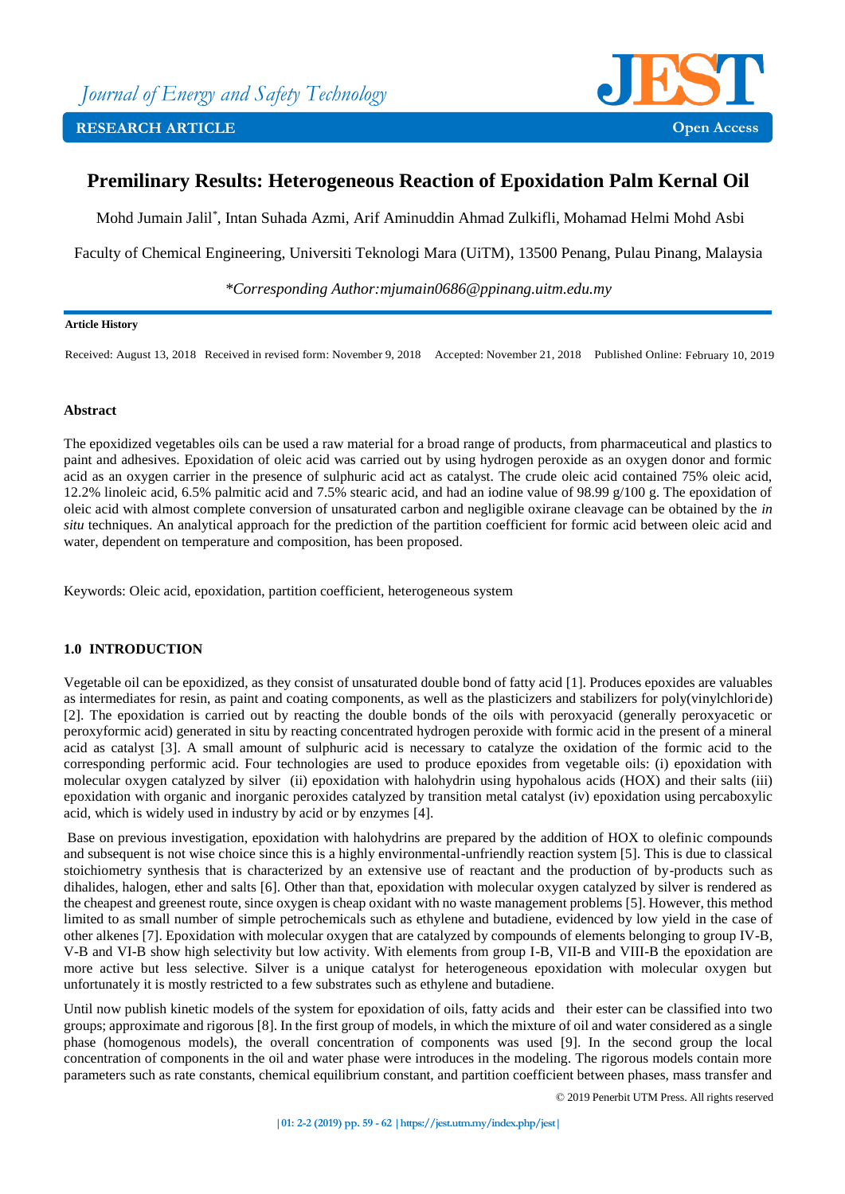Journal of Energy and Safety Technology

RESEARCH ARTICLE

Open Access

# Premilinary Results: Heterogeneous Reaction of Epoxidation Palm Kernal Oil

Mohd Jumain Jalil*, Intan Suhada Azmi, Arif Aminuddin Ahmad Zulkifli, Mohamad Helmi Mohd Asbi

Faculty of Chemical Engineering, Universiti Teknologi Mara (UiTM), 13500 Penang, Pulau Pinang, Malaysia

*\*Corresponding Author:mjumain0686@ppinang.uitm.edu.my*

**Article History**

Received: August 13, 2018 Received in revised form: November 9, 2018 Accepted: November 21, 2018 Published Online: February 10, 2019

## Abstract

The epoxidized vegetables oils can be used a raw material for a broad range of products, from pharmaceutical and plastics to paint and adhesives. Epoxidation of oleic acid was carried out by using hydrogen peroxide as an oxygen donor and formic acid as an oxygen carrier in the presence of sulphuric acid act as catalyst. The crude oleic acid contained 75% oleic acid, 12.2% linoleic acid, 6.5% palmitic acid and 7.5% stearic acid, and had an iodine value of 98.99 g/100 g. The epoxidation of oleic acid with almost complete conversion of unsaturated carbon and negligible oxirane cleavage can be obtained by the *in situ* techniques. An analytical approach for the prediction of the partition coefficient for formic acid between oleic acid and water, dependent on temperature and composition, has been proposed.

Keywords: Oleic acid, epoxidation, partition coefficient, heterogeneous system

## 1.0 INTRODUCTION

Vegetable oil can be epoxidized, as they consist of unsaturated double bond of fatty acid [1]. Produces epoxides are valuables as intermediates for resin, as paint and coating components, as well as the plasticizers and stabilizers for poly(vinylchloride) [2]. The epoxidation is carried out by reacting the double bonds of the oils with peroxyacid (generally peroxyacetic or peroxyformic acid) generated in situ by reacting concentrated hydrogen peroxide with formic acid in the present of a mineral acid as catalyst [3]. A small amount of sulphuric acid is necessary to catalyze the oxidation of the formic acid to the corresponding performic acid. Four technologies are used to produce epoxides from vegetable oils: (i) epoxidation with molecular oxygen catalyzed by silver (ii) epoxidation with halohydrin using hypohalous acids (HOX) and their salts (iii) epoxidation with organic and inorganic peroxides catalyzed by transition metal catalyst (iv) epoxidation using percaboxylic acid, which is widely used in industry by acid or by enzymes [4].

Base on previous investigation, epoxidation with halohydrins are prepared by the addition of HOX to olefinic compounds and subsequent is not wise choice since this is a highly environmental-unfriendly reaction system [5]. This is due to classical stoichiometry synthesis that is characterized by an extensive use of reactant and the production of by-products such as dihalides, halogen, ether and salts [6]. Other than that, epoxidation with molecular oxygen catalyzed by silver is rendered as the cheapest and greenest route, since oxygen is cheap oxidant with no waste management problems [5]. However, this method limited to as small number of simple petrochemicals such as ethylene and butadiene, evidenced by low yield in the case of other alkenes [7]. Epoxidation with molecular oxygen that are catalyzed by compounds of elements belonging to group IV-B, V-B and VI-B show high selectivity but low activity. With elements from group I-B, VII-B and VIII-B the epoxidation are more active but less selective. Silver is a unique catalyst for heterogeneous epoxidation with molecular oxygen but unfortunately it is mostly restricted to a few substrates such as ethylene and butadiene.

Until now publish kinetic models of the system for epoxidation of oils, fatty acids and their ester can be classified into two groups; approximate and rigorous [8]. In the first group of models, in which the mixture of oil and water considered as a single phase (homogenous models), the overall concentration of components was used [9]. In the second group the local concentration of components in the oil and water phase were introduces in the modeling. The rigorous models contain more parameters such as rate constants, chemical equilibrium constant, and partition coefficient between phases, mass transfer and

© 2019 Penerbit UTM Press. All rights reserved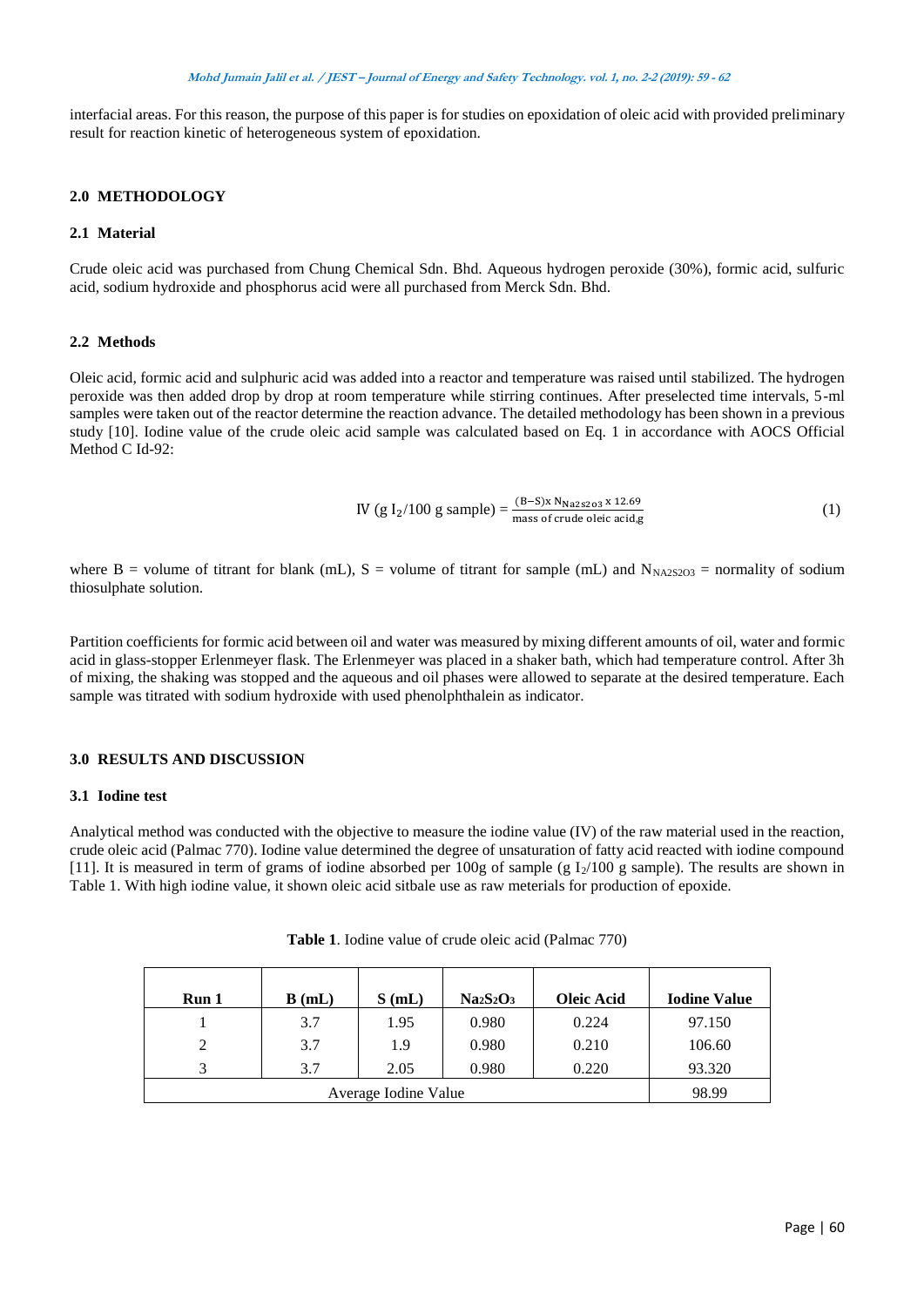interfacial areas. For this reason, the purpose of this paper is for studies on epoxidation of oleic acid with provided preliminary result for reaction kinetic of heterogeneous system of epoxidation.

## 2.0 METHODOLOGY

### 2.1 Material

Crude oleic acid was purchased from Chung Chemical Sdn. Bhd. Aqueous hydrogen peroxide (30%), formic acid, sulfuric acid, sodium hydroxide and phosphorus acid were all purchased from Merck Sdn. Bhd.

### 2.2 Methods

Oleic acid, formic acid and sulphuric acid was added into a reactor and temperature was raised until stabilized. The hydrogen peroxide was then added drop by drop at room temperature while stirring continues. After preselected time intervals, 5-ml samples were taken out of the reactor determine the reaction advance. The detailed methodology has been shown in a previous study [10]. Iodine value of the crude oleic acid sample was calculated based on Eq. 1 in accordance with AOCS Official Method C Id-92:

$$\text{IV (g I}_2\text{/100 g sample)} = \frac{(B-S) \times N_{Na2S2O3} \times 12.69}{\text{mass of crude oleic acid,g}} \tag{1}$$

where B = volume of titrant for blank (mL), S = volume of titrant for sample (mL) and $N_{NA2S2O3}$ = normality of sodium thiosulphate solution.

Partition coefficients for formic acid between oil and water was measured by mixing different amounts of oil, water and formic acid in glass-stopper Erlenmeyer flask. The Erlenmeyer was placed in a shaker bath, which had temperature control. After 3h of mixing, the shaking was stopped and the aqueous and oil phases were allowed to separate at the desired temperature. Each sample was titrated with sodium hydroxide with used phenolphthalein as indicator.

## 3.0 RESULTS AND DISCUSSION

### 3.1 Iodine test

Analytical method was conducted with the objective to measure the iodine value (IV) of the raw material used in the reaction, crude oleic acid (Palmac 770). Iodine value determined the degree of unsaturation of fatty acid reacted with iodine compound [11]. It is measured in term of grams of iodine absorbed per 100g of sample (g $I_2$/100 g sample). The results are shown in Table 1. With high iodine value, it shown oleic acid sitbale use as raw meterials for production of epoxide.

**Table 1**. Iodine value of crude oleic acid (Palmac 770)

| Run 1 | B (mL) | S (mL) | $Na_2S_2O_3$ | Oleic Acid | Iodine Value |
|---|---|---|---|---|---|
| 1 | 3.7 | 1.95 | 0.980 | 0.224 | 97.150 |
| 2 | 3.7 | 1.9 | 0.980 | 0.210 | 106.60 |
| 3 | 3.7 | 2.05 | 0.980 | 0.220 | 93.320 |
| Average Iodine Value | | | | | 98.99 |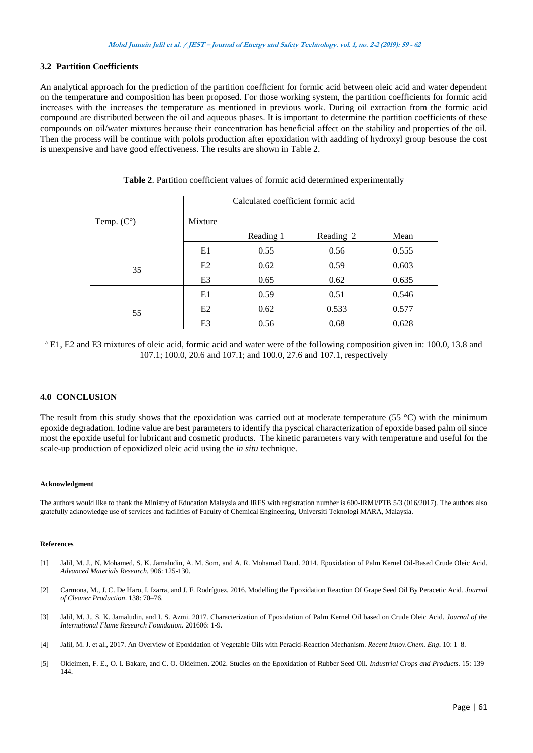### 3.2 Partition Coefficients

An analytical approach for the prediction of the partition coefficient for formic acid between oleic acid and water dependent on the temperature and composition has been proposed. For those working system, the partition coefficients for formic acid increases with the increases the temperature as mentioned in previous work. During oil extraction from the formic acid compound are distributed between the oil and aqueous phases. It is important to determine the partition coefficients of these compounds on oil/water mixtures because their concentration has beneficial affect on the stability and properties of the oil. Then the process will be continue with polols production after epoxidation with aadding of hydroxyl group besouse the cost is unexpensive and have good effectiveness. The results are shown in Table 2.

**Table 2**. Partition coefficient values of formic acid determined experimentally

| Temp. (C°) | Calculated coefficient formic acid | | | |
|---|---|---|---|---|
| | Mixture | Reading 1 | Reading 2 | Mean |
| 35 | E1 | 0.55 | 0.56 | 0.555 |
| | E2 | 0.62 | 0.59 | 0.603 |
| | E3 | 0.65 | 0.62 | 0.635 |
| 55 | E1 | 0.59 | 0.51 | 0.546 |
| | E2 | 0.62 | 0.533 | 0.577 |
| | E3 | 0.56 | 0.68 | 0.628 |

[a] E1, E2 and E3 mixtures of oleic acid, formic acid and water were of the following composition given in: 100.0, 13.8 and 107.1; 100.0, 20.6 and 107.1; and 100.0, 27.6 and 107.1, respectively

## 4.0 CONCLUSION

The result from this study shows that the epoxidation was carried out at moderate temperature (55 °C) with the minimum epoxide degradation. Iodine value are best parameters to identify tha pyscical characterization of epoxide based palm oil since most the epoxide useful for lubricant and cosmetic products. The kinetic parameters vary with temperature and useful for the scale-up production of epoxidized oleic acid using the *in situ* technique.

#### Acknowledgment

The authors would like to thank the Ministry of Education Malaysia and IRES with registration number is 600-IRMI/PTB 5/3 (016/2017). The authors also gratefully acknowledge use of services and facilities of Faculty of Chemical Engineering, Universiti Teknologi MARA, Malaysia.

#### References

[1] Jalil, M. J., N. Mohamed, S. K. Jamaludin, A. M. Som, and A. R. Mohamad Daud. 2014. Epoxidation of Palm Kernel Oil-Based Crude Oleic Acid. *Advanced Materials Research.* 906: 125-130.

[2] Carmona, M., J. C. De Haro, I. Izarra, and J. F. Rodríguez. 2016. Modelling the Epoxidation Reaction Of Grape Seed Oil By Peracetic Acid. *Journal of Cleaner Production*. 138: 70–76.

[3] Jalil, M. J., S. K. Jamaludin, and I. S. Azmi. 2017. Characterization of Epoxidation of Palm Kernel Oil based on Crude Oleic Acid. *Journal of the International Flame Research Foundation.* 201606: 1-9.

[4] Jalil, M. J. et al., 2017. An Overview of Epoxidation of Vegetable Oils with Peracid-Reaction Mechanism. *Recent Innov.Chem. Eng*. 10: 1–8.

[5] Okieimen, F. E., O. I. Bakare, and C. O. Okieimen. 2002. Studies on the Epoxidation of Rubber Seed Oil. *Industrial Crops and Products*. 15: 139–144.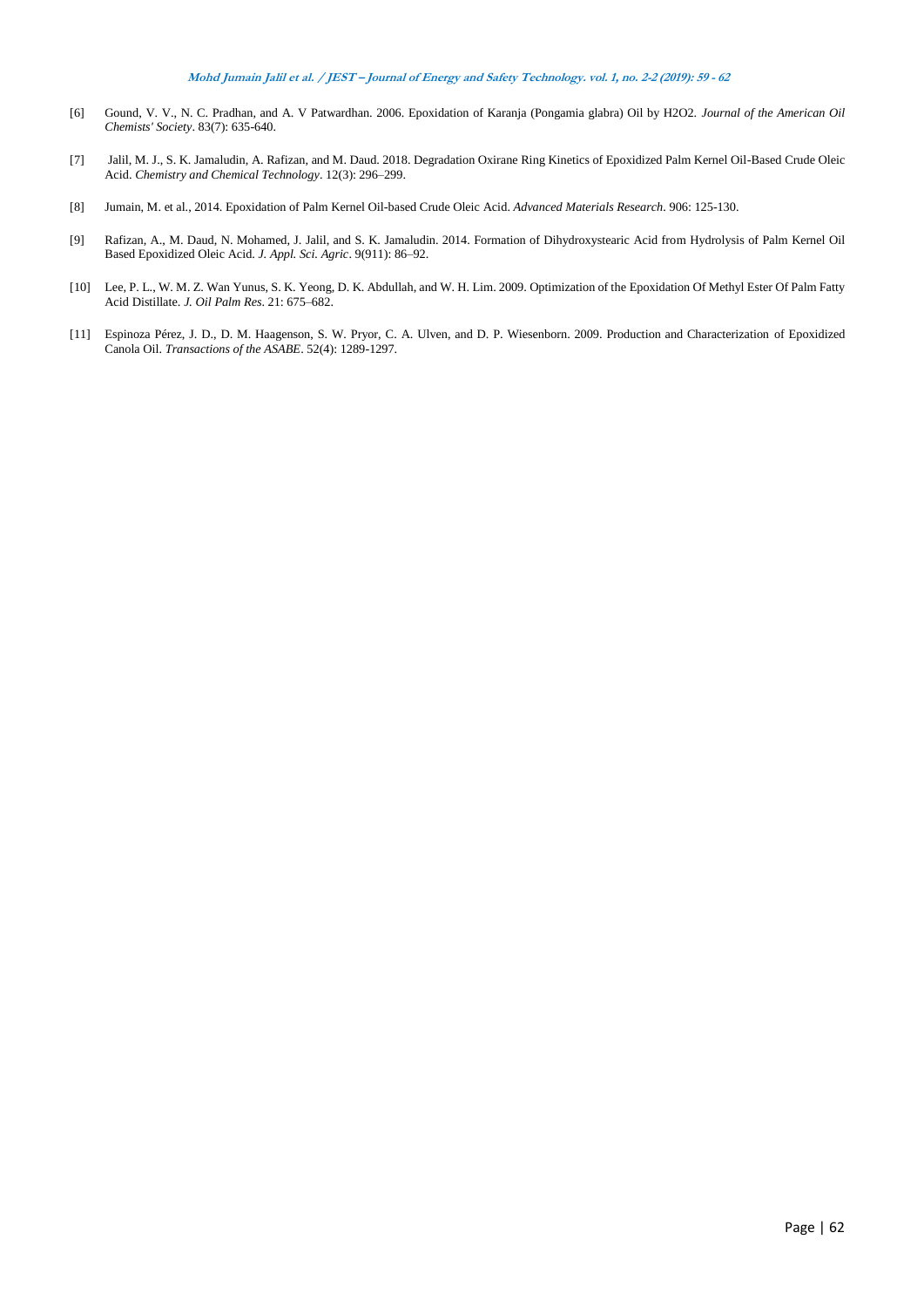[6] Gound, V. V., N. C. Pradhan, and A. V Patwardhan. 2006. Epoxidation of Karanja (Pongamia glabra) Oil by H2O2. *Journal of the American Oil Chemists' Society*. 83(7): 635-640.

[7] Jalil, M. J., S. K. Jamaludin, A. Rafizan, and M. Daud. 2018. Degradation Oxirane Ring Kinetics of Epoxidized Palm Kernel Oil-Based Crude Oleic Acid. *Chemistry and Chemical Technology*. 12(3): 296–299.

[8] Jumain, M. et al., 2014. Epoxidation of Palm Kernel Oil-based Crude Oleic Acid. *Advanced Materials Research*. 906: 125-130.

[9] Rafizan, A., M. Daud, N. Mohamed, J. Jalil, and S. K. Jamaludin. 2014. Formation of Dihydroxystearic Acid from Hydrolysis of Palm Kernel Oil Based Epoxidized Oleic Acid. *J. Appl. Sci. Agric*. 9(911): 86–92.

[10] Lee, P. L., W. M. Z. Wan Yunus, S. K. Yeong, D. K. Abdullah, and W. H. Lim. 2009. Optimization of the Epoxidation Of Methyl Ester Of Palm Fatty Acid Distillate. *J. Oil Palm Res*. 21: 675–682.

[11] Espinoza Pérez, J. D., D. M. Haagenson, S. W. Pryor, C. A. Ulven, and D. P. Wiesenborn. 2009. Production and Characterization of Epoxidized Canola Oil. *Transactions of the ASABE*. 52(4): 1289-1297.